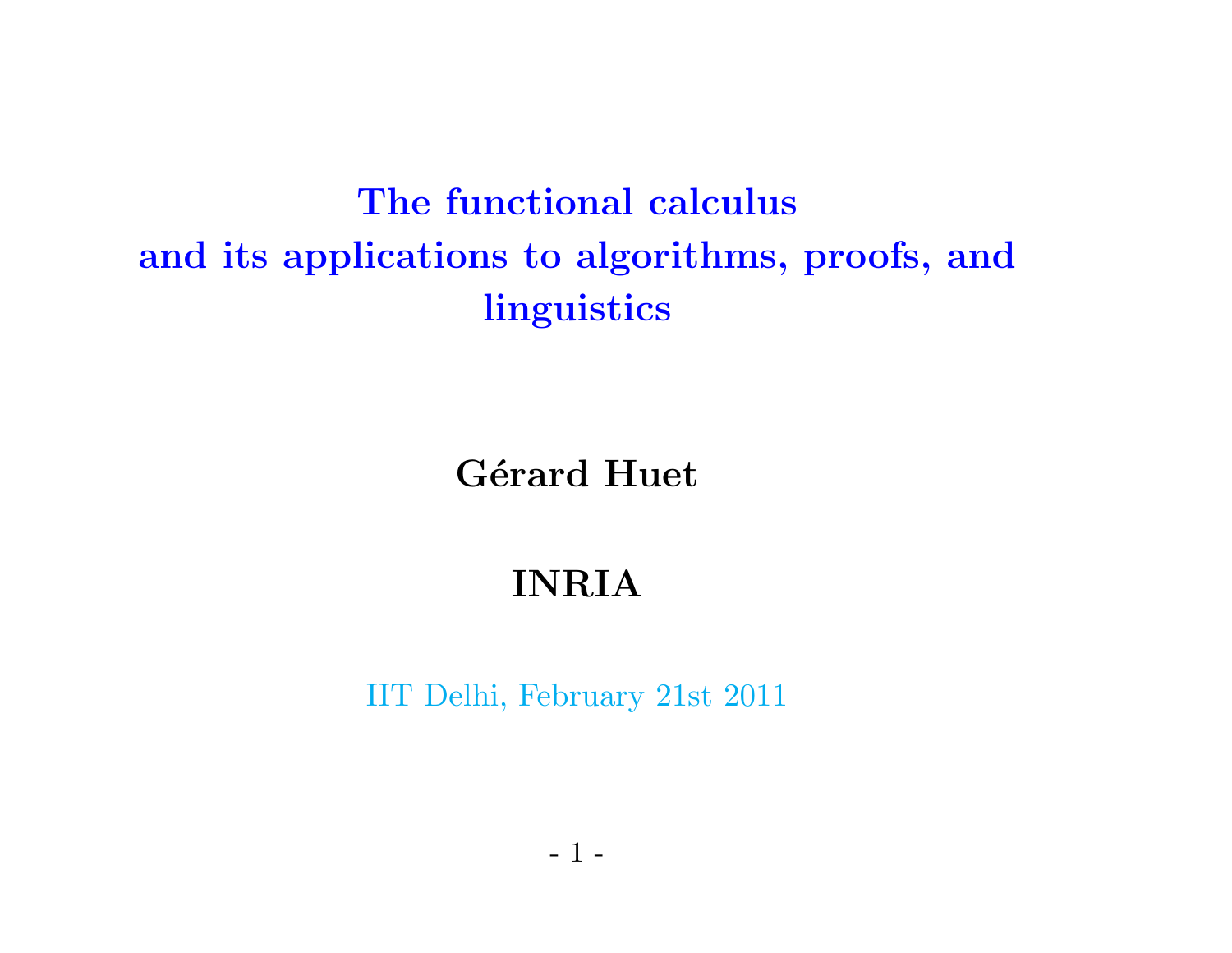# The functional calculus and its applications to algorithms, proofs, and linguistics

**Gérard Huet**

**INRIA**

IIT Delhi, February 21st 2011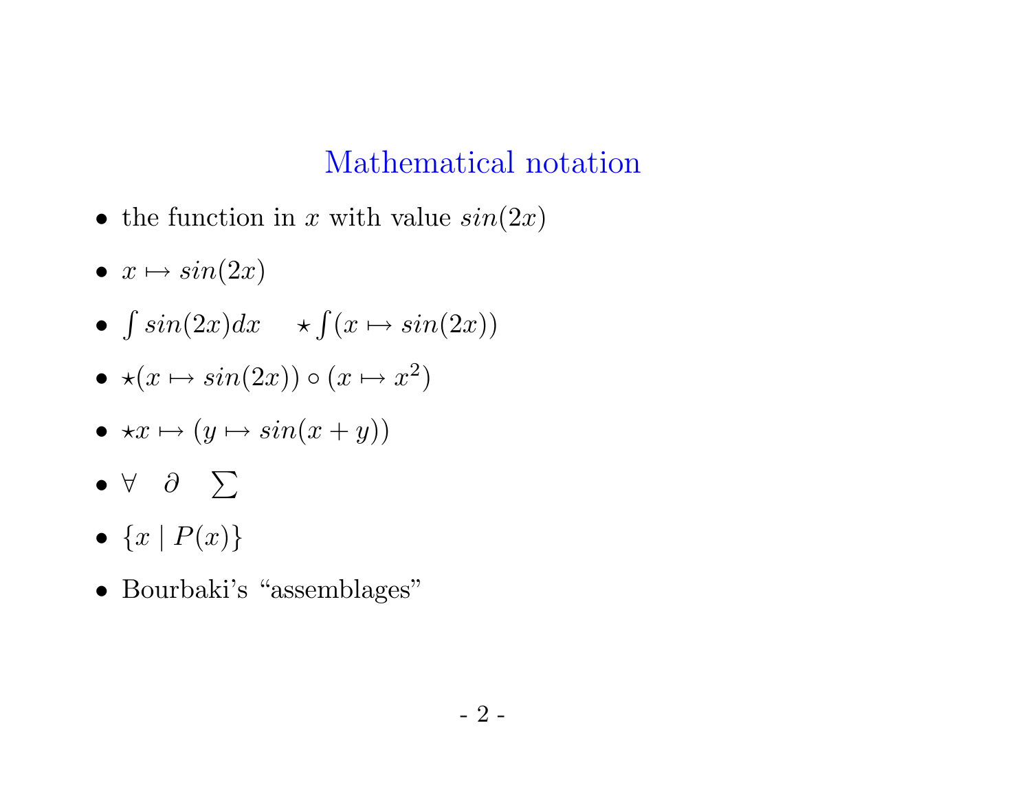## Mathematical notation

- the function in $x$ with value $sin(2x)$
- $x \mapsto sin(2x)$
- $\int sin(2x)dx \quad \star \int (x \mapsto sin(2x))$
- $\star(x \mapsto sin(2x)) \circ (x \mapsto x^2)$
- $\star x \mapsto (y \mapsto sin(x + y))$
- $\forall \quad \partial \quad \sum$
- $\{x \mid P(x)\}$
- Bourbaki's "assemblages"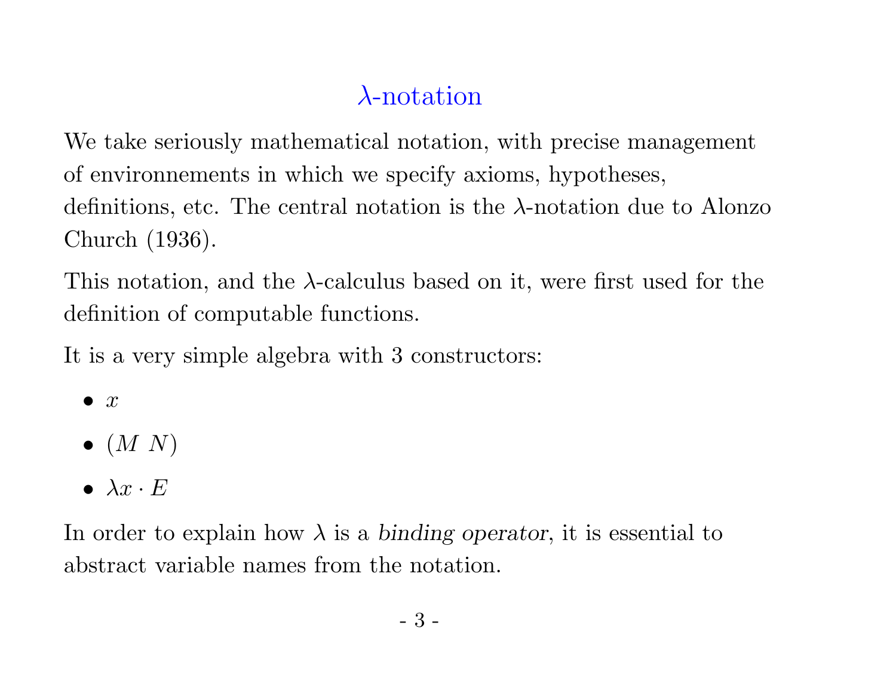# $\lambda$-notation

We take seriously mathematical notation, with precise management of environnements in which we specify axioms, hypotheses, definitions, etc. The central notation is the $\lambda$-notation due to Alonzo Church (1936).

This notation, and the $\lambda$-calculus based on it, were first used for the definition of computable functions.

It is a very simple algebra with 3 constructors:

- $x$
- $(M\ N)$
- $\lambda x \cdot E$

In order to explain how $\lambda$ is a *binding operator*, it is essential to abstract variable names from the notation.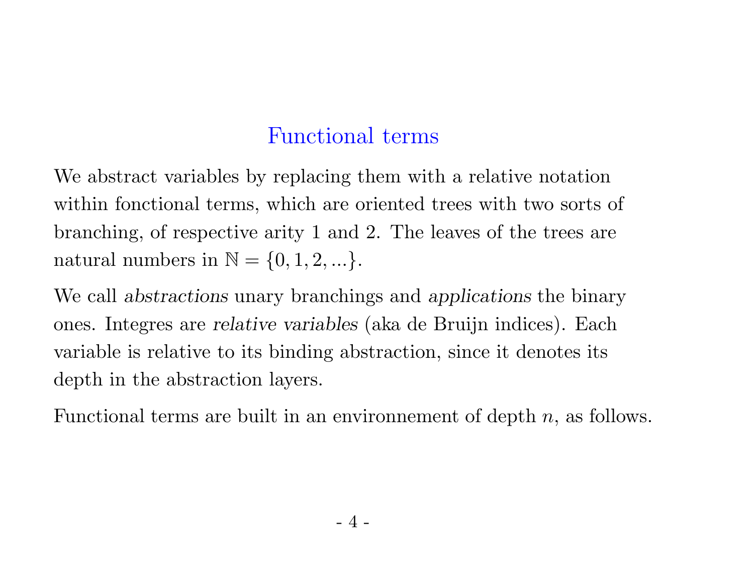## Functional terms

We abstract variables by replacing them with a relative notation within fonctional terms, which are oriented trees with two sorts of branching, of respective arity 1 and 2. The leaves of the trees are natural numbers in $\mathbb{N} = \{0, 1, 2, ...\}$.

We call *abstractions* unary branchings and *applications* the binary ones. Integres are *relative variables* (aka de Bruijn indices). Each variable is relative to its binding abstraction, since it denotes its depth in the abstraction layers.

Functional terms are built in an environnement of depth $n$, as follows.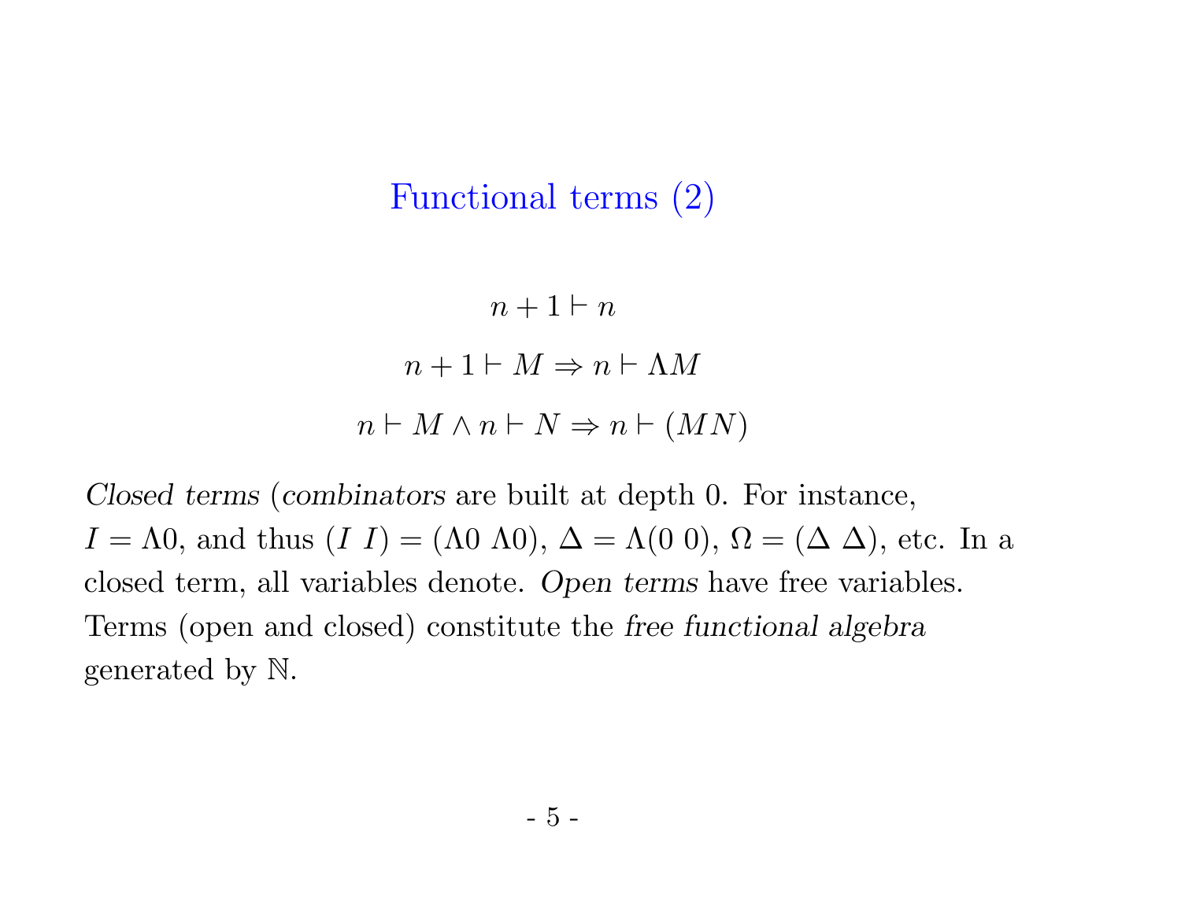# Functional terms (2)

$$n + 1 \vdash n$$

$$n + 1 \vdash M \Rightarrow n \vdash \Lambda M$$

$$n \vdash M \wedge n \vdash N \Rightarrow n \vdash (M N)$$

*Closed terms* (*combinators* are built at depth 0. For instance, $I = \Lambda 0$, and thus $(I \; I) = (\Lambda 0 \; \Lambda 0)$, $\Delta = \Lambda(0 \; 0)$, $\Omega = (\Delta \; \Delta)$, etc. In a closed term, all variables denote. *Open terms* have free variables. Terms (open and closed) constitute the *free functional algebra* generated by $\mathbb{N}$.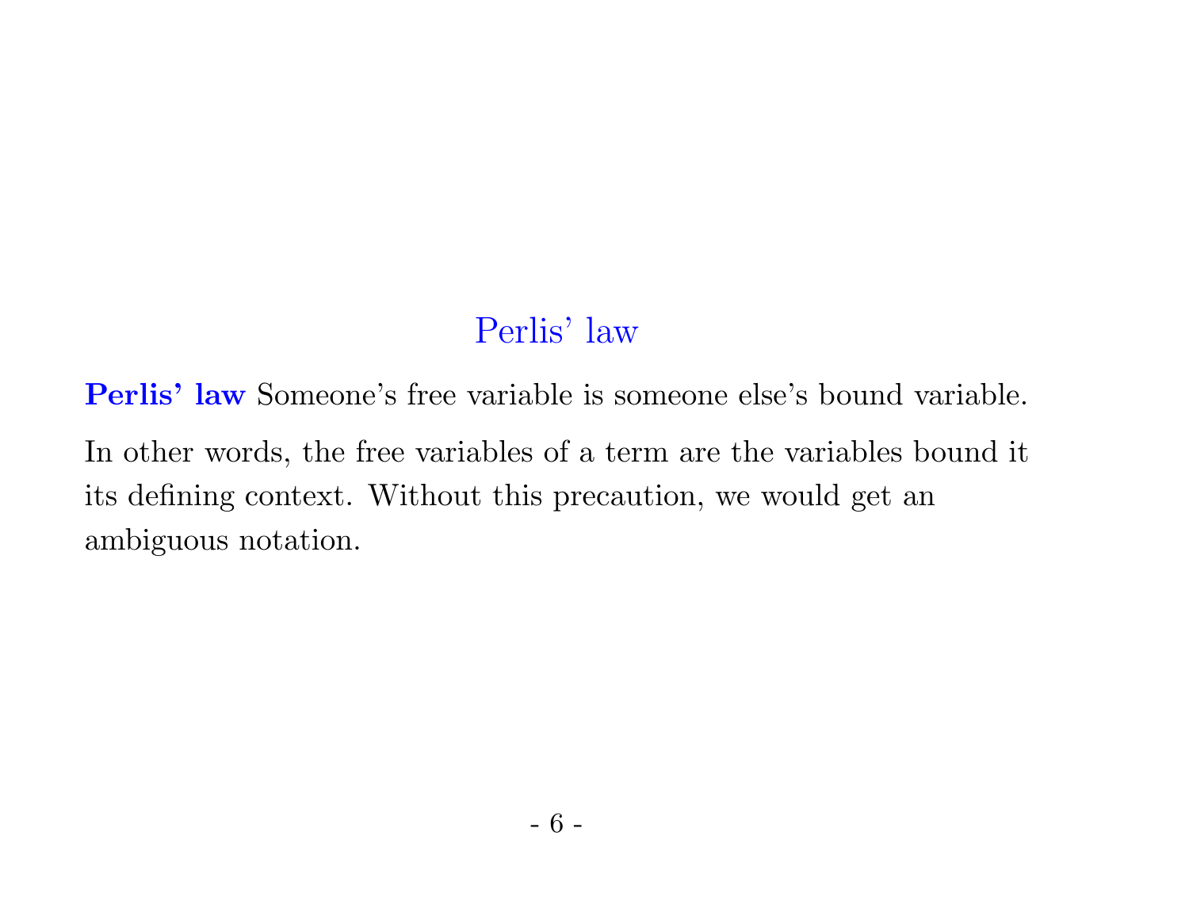# Perlis' law

**Perlis' law** Someone's free variable is someone else's bound variable.

In other words, the free variables of a term are the variables bound it its defining context. Without this precaution, we would get an ambiguous notation.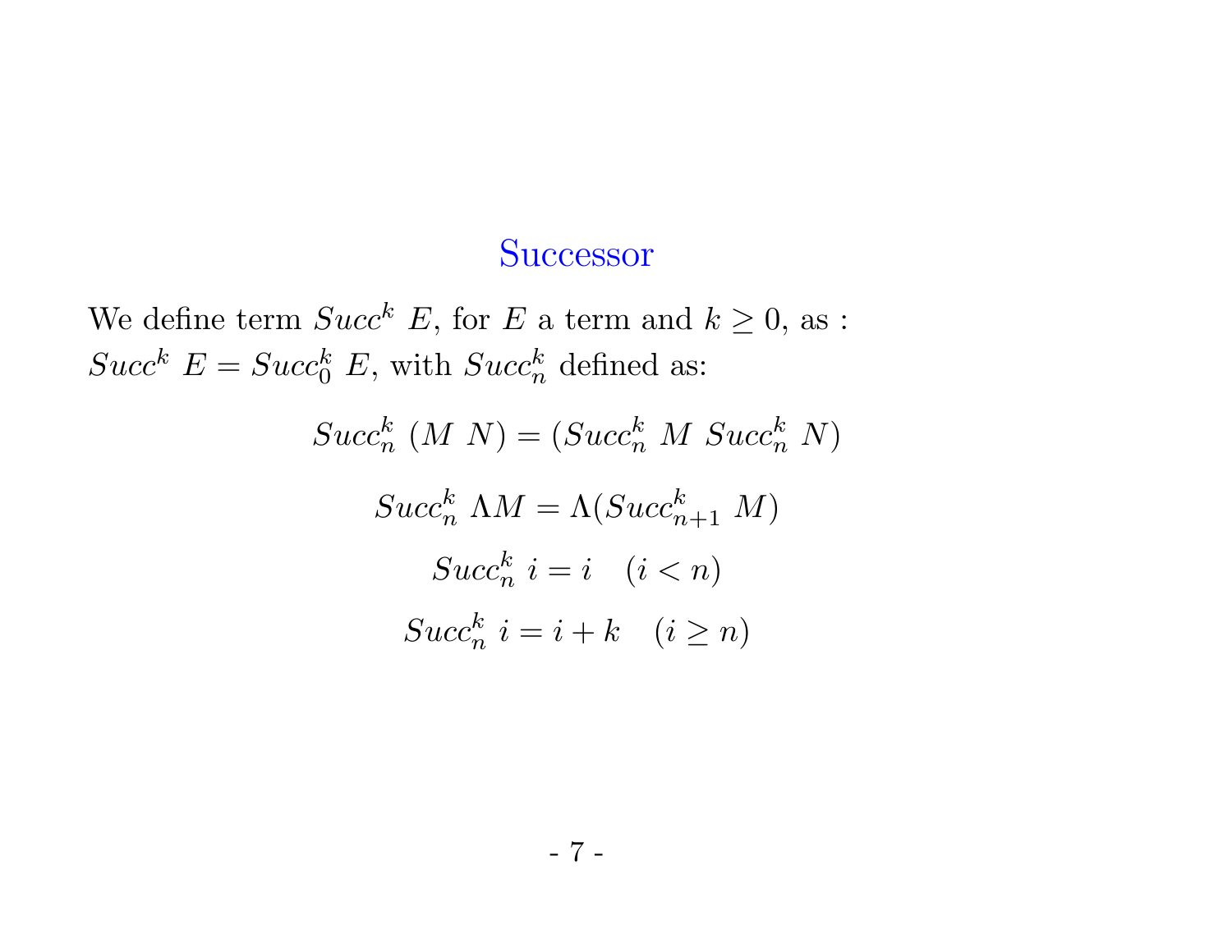## Successor

We define term $Succ^k\ E$, for $E$ a term and $k \geq 0$, as :
$Succ^k\ E = Succ_0^k\ E$, with $Succ_n^k$ defined as:

$$Succ_n^k\ (M\ N) = (Succ_n^k\ M\ Succ_n^k\ N)$$

$$Succ_n^k\ \Lambda M = \Lambda(Succ_{n+1}^k\ M)$$

$$Succ_n^k\ i = i \quad (i < n)$$

$$Succ_n^k\ i = i + k \quad (i \geq n)$$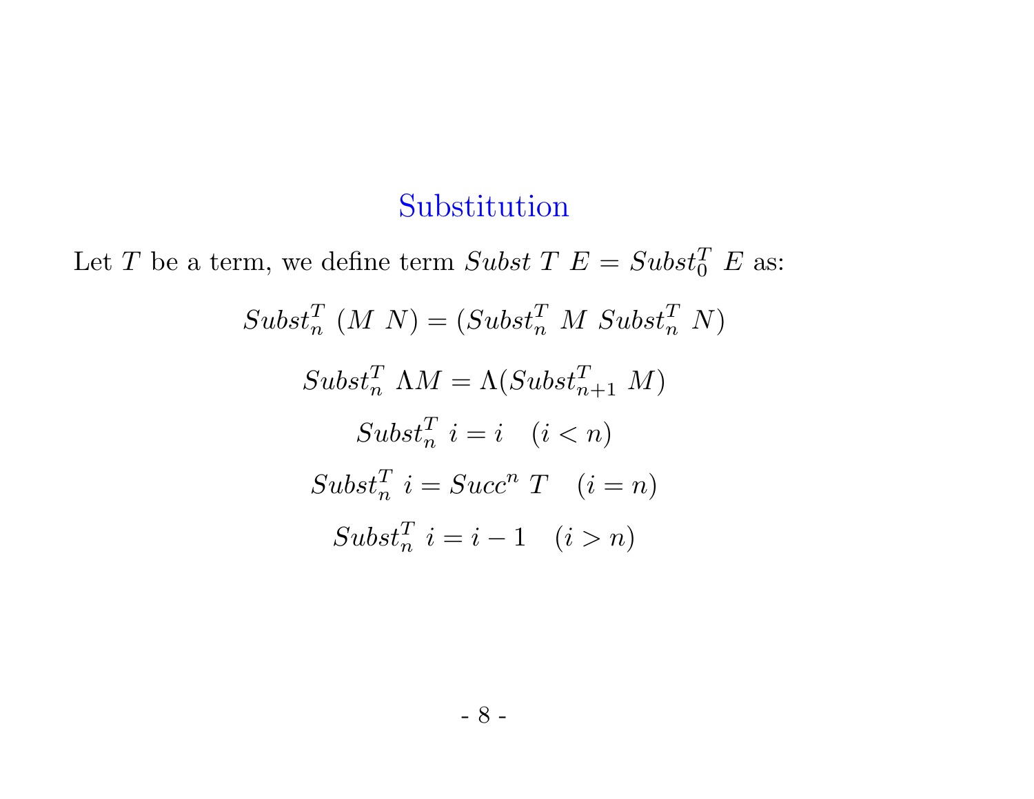# Substitution

Let $T$ be a term, we define term $Subst\ T\ E = Subst_0^T\ E$ as:

$$Subst_n^T\ (M\ N) = (Subst_n^T\ M\ Subst_n^T\ N)$$

$$Subst_n^T\ \Lambda M = \Lambda(Subst_{n+1}^T\ M)$$

$$Subst_n^T\ i = i \quad (i < n)$$

$$Subst_n^T\ i = Succ^n\ T \quad (i = n)$$

$$Subst_n^T\ i = i - 1 \quad (i > n)$$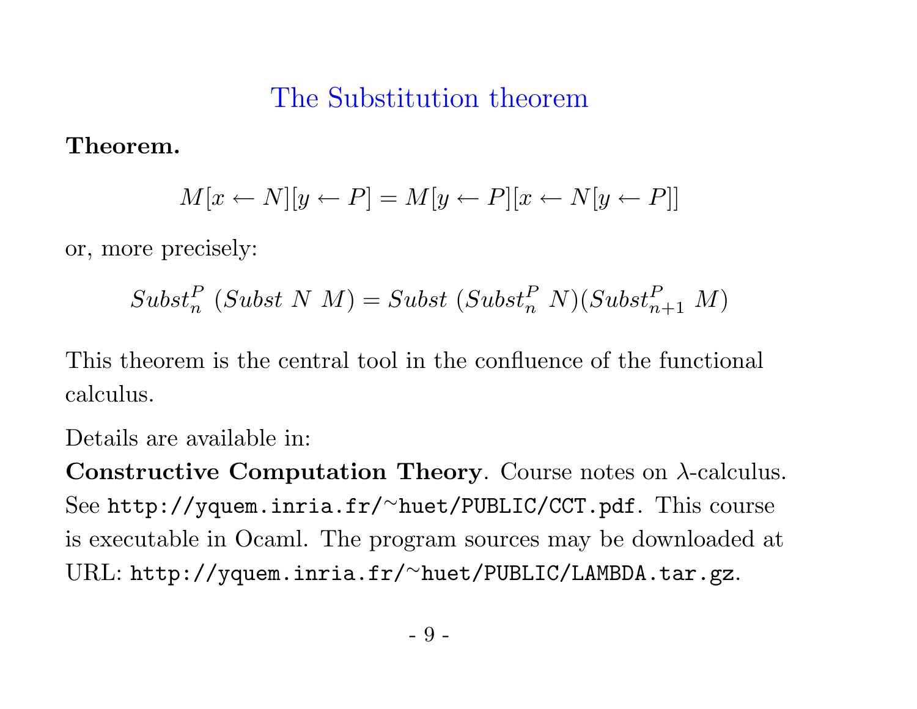## The Substitution theorem

**Theorem.**

$$M[x \leftarrow N][y \leftarrow P] = M[y \leftarrow P][x \leftarrow N[y \leftarrow P]]$$

or, more precisely:

$$Subst_n^P\ (Subst\ N\ M) = Subst\ (Subst_n^P\ N)(Subst_{n+1}^P\ M)$$

This theorem is the central tool in the confluence of the functional calculus.

Details are available in:

**Constructive Computation Theory**. Course notes on $\lambda$-calculus. See `http://yquem.inria.fr/~huet/PUBLIC/CCT.pdf`. This course is executable in Ocaml. The program sources may be downloaded at URL: `http://yquem.inria.fr/~huet/PUBLIC/LAMBDA.tar.gz`.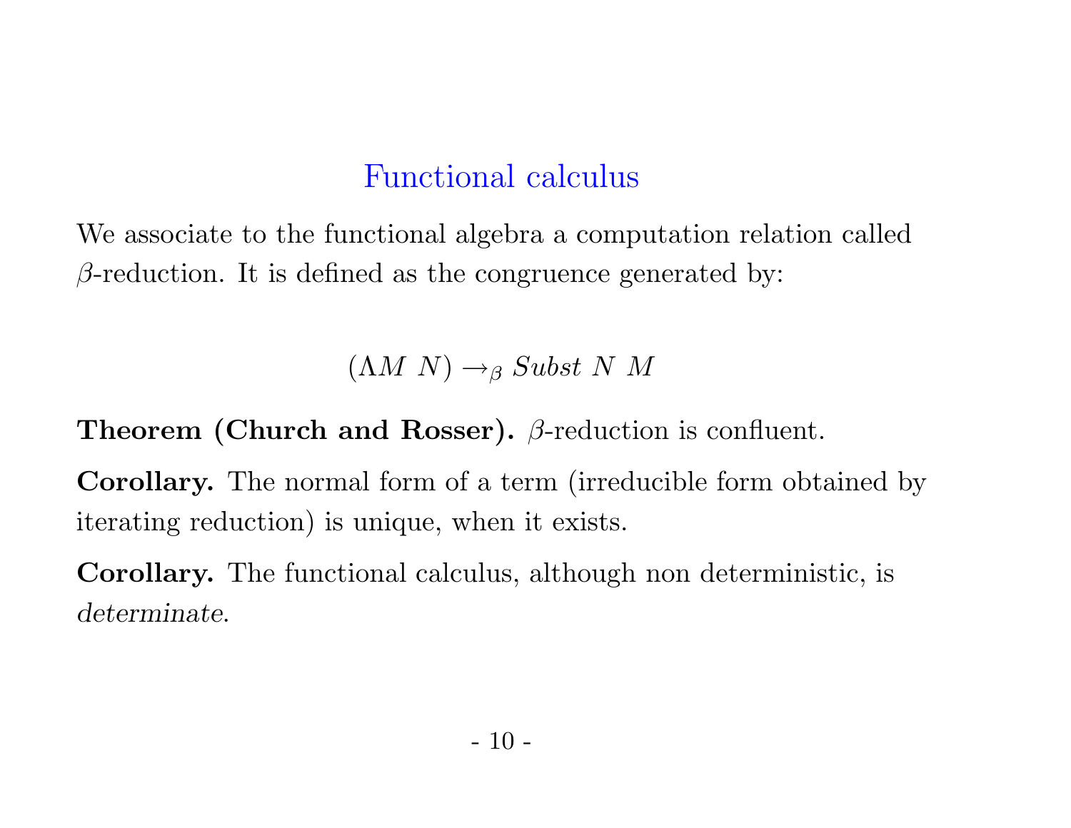# Functional calculus

We associate to the functional algebra a computation relation called $\beta$-reduction. It is defined as the congruence generated by:

$$(\Lambda M\ N) \rightarrow_{\beta} \mathit{Subst}\ N\ M$$

**Theorem (Church and Rosser).** $\beta$-reduction is confluent.

**Corollary.** The normal form of a term (irreducible form obtained by iterating reduction) is unique, when it exists.

**Corollary.** The functional calculus, although non deterministic, is *determinate*.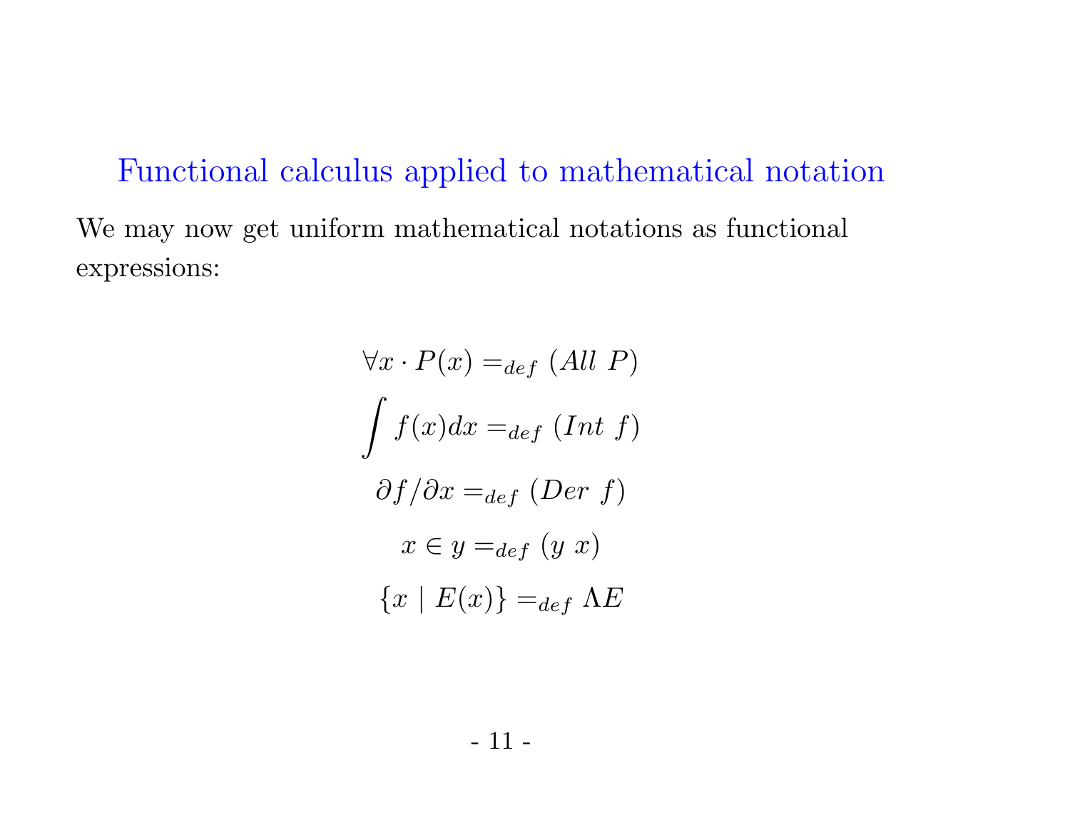## Functional calculus applied to mathematical notation

We may now get uniform mathematical notations as functional expressions:

$$\forall x \cdot P(x) =_{def} (All\ P)$$

$$\int f(x)dx =_{def} (Int\ f)$$

$$\partial f / \partial x =_{def} (Der\ f)$$

$$x \in y =_{def} (y\ x)$$

$$\{x \mid E(x)\} =_{def} \Lambda E$$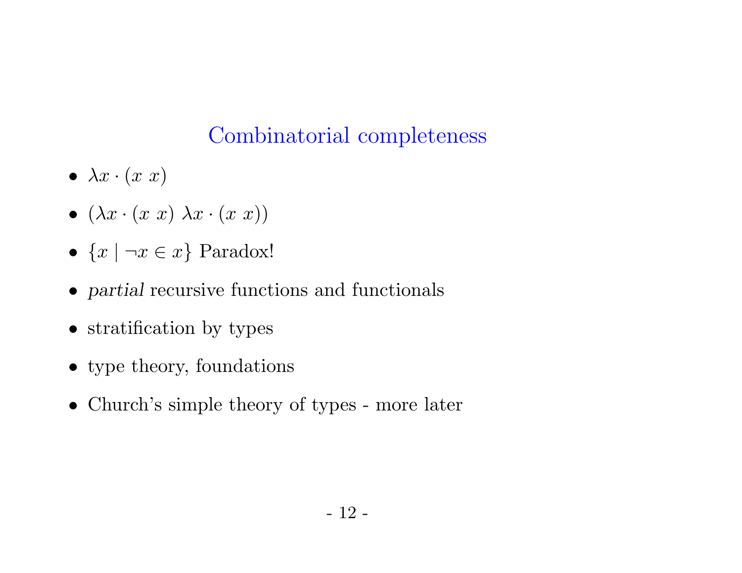# Combinatorial completeness

- $\lambda x \cdot (x\ x)$
- $(\lambda x \cdot (x\ x)\ \lambda x \cdot (x\ x))$
- $\{x \mid \neg x \in x\}$ Paradox!
- *partial* recursive functions and functionals
- stratification by types
- type theory, foundations
- Church's simple theory of types - more later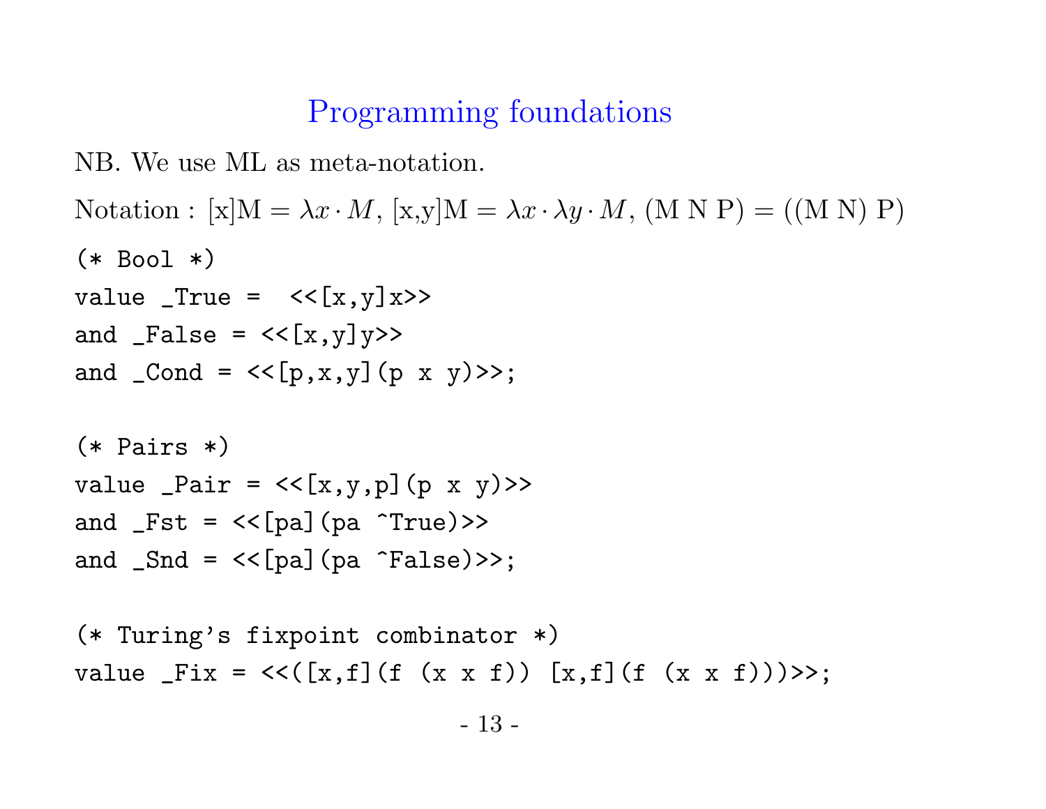# Programming foundations

NB. We use ML as meta-notation.

Notation : [x]M = $\lambda x \cdot M$, [x,y]M = $\lambda x \cdot \lambda y \cdot M$, (M N P) = ((M N) P)

```
(* Bool *)
value _True =  <<[x,y]x>>
and _False = <<[x,y]y>>
and _Cond = <<[p,x,y](p x y)>>;

(* Pairs *)
value _Pair = <<[x,y,p](p x y)>>
and _Fst = <<[pa](pa ^True)>>
and _Snd = <<[pa](pa ^False)>>;

(* Turing's fixpoint combinator *)
value _Fix = <<([x,f](f (x x f)) [x,f](f (x x f)))>>;
```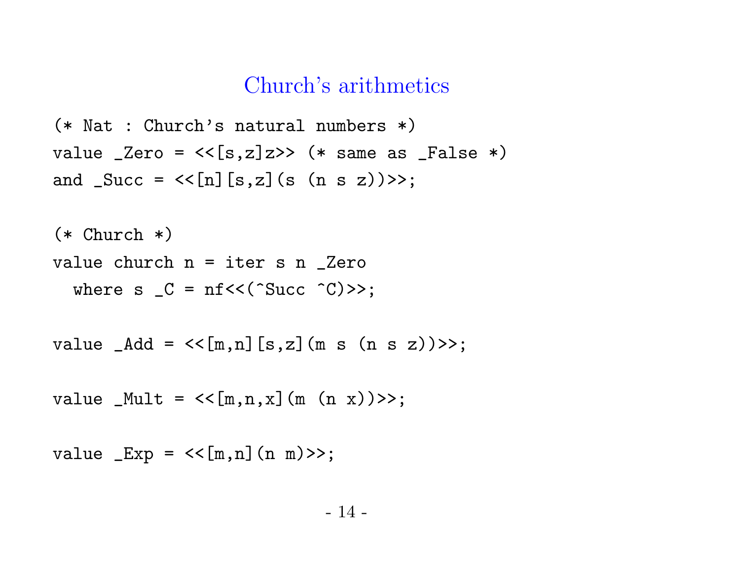# Church's arithmetics

```
(* Nat : Church's natural numbers *)
value _Zero = <<[s,z]z>> (* same as _False *)
and _Succ = <<[n][s,z](s (n s z))>>;

(* Church *)
value church n = iter s n _Zero
  where s _C = nf<<(^Succ ^C)>>;

value _Add = <<[m,n][s,z](m s (n s z))>>;

value _Mult = <<[m,n,x](m (n x))>>;

value _Exp = <<[m,n](n m)>>;
```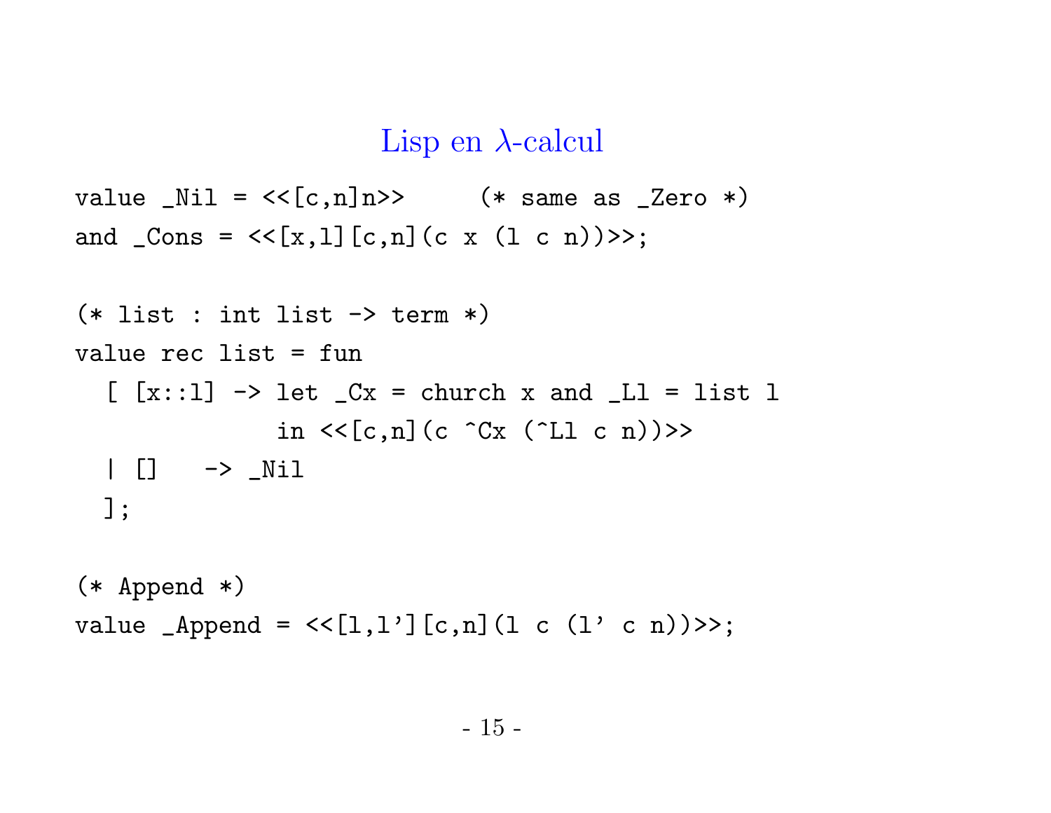# Lisp en λ-calcul

```
value _Nil = <<[c,n]n>>     (* same as _Zero *)
and _Cons = <<[x,l][c,n](c x (l c n))>>;

(* list : int list -> term *)
value rec list = fun
  [ [x::l] -> let _Cx = church x and _Ll = list l
              in <<[c,n](c ^Cx (^Ll c n))>>
  | []   -> _Nil
  ];

(* Append *)
value _Append = <<[l,l'][c,n](l c (l' c n))>>;
```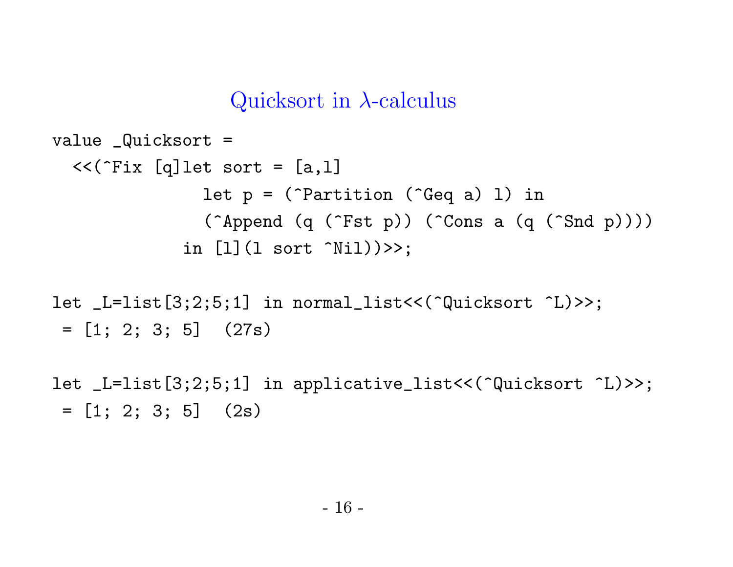# Quicksort in λ-calculus

```
value _Quicksort =
  <<(^Fix [q]let sort = [a,l]
              let p = (^Partition (^Geq a) l) in
              (^Append (q (^Fst p)) (^Cons a (q (^Snd p))))
            in [l](l sort ^Nil))>>;

let _L=list[3;2;5;1] in normal_list<<(^Quicksort ^L)>>;
 = [1; 2; 3; 5]  (27s)

let _L=list[3;2;5;1] in applicative_list<<(^Quicksort ^L)>>;
 = [1; 2; 3; 5]  (2s)
```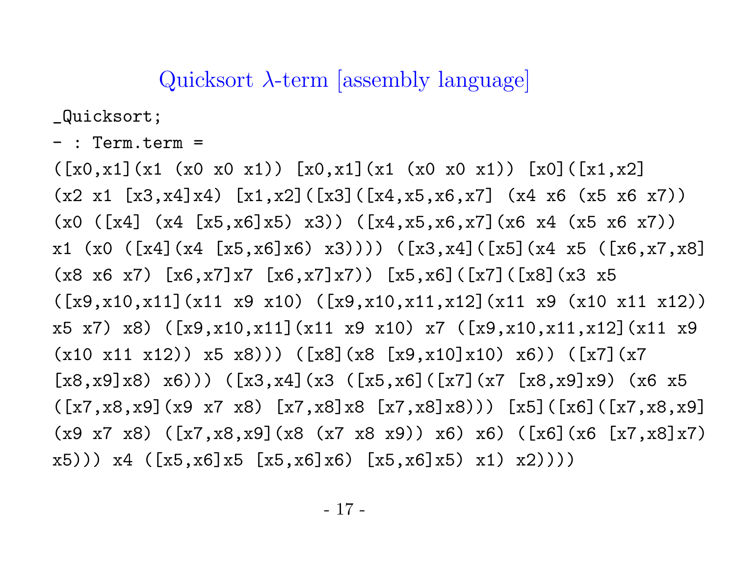## Quicksort λ-term [assembly language]

```
_Quicksort;
- : Term.term =
([x0,x1](x1 (x0 x0 x1)) [x0,x1](x1 (x0 x0 x1)) [x0]([x1,x2]
(x2 x1 [x3,x4]x4) [x1,x2]([x3]([x4,x5,x6,x7] (x4 x6 (x5 x6 x7))
(x0 ([x4] (x4 [x5,x6]x5) x3)) ([x4,x5,x6,x7](x6 x4 (x5 x6 x7))
x1 (x0 ([x4](x4 [x5,x6]x6) x3)))) ([x3,x4]([x5](x4 x5 ([x6,x7,x8]
(x8 x6 x7) [x6,x7]x7 [x6,x7]x7)) [x5,x6]([x7]([x8](x3 x5
([x9,x10,x11](x11 x9 x10) ([x9,x10,x11,x12](x11 x9 (x10 x11 x12))
x5 x7) x8) ([x9,x10,x11](x11 x9 x10) x7 ([x9,x10,x11,x12](x11 x9
(x10 x11 x12)) x5 x8))) ([x8](x8 [x9,x10]x10) x6)) ([x7](x7
[x8,x9]x8) x6))) ([x3,x4](x3 ([x5,x6]([x7](x7 [x8,x9]x9) (x6 x5
([x7,x8,x9](x9 x7 x8) [x7,x8]x8 [x7,x8]x8))) [x5]([x6]([x7,x8,x9]
(x9 x7 x8) ([x7,x8,x9](x8 (x7 x8 x9)) x6) x6) ([x6](x6 [x7,x8]x7)
x5))) x4 ([x5,x6]x5 [x5,x6]x6) [x5,x6]x5) x1) x2))))
```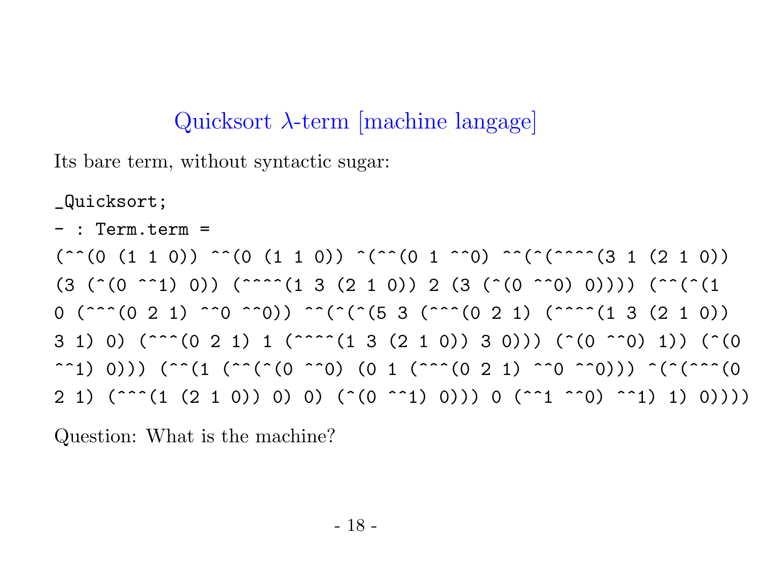## Quicksort λ-term [machine langage]

Its bare term, without syntactic sugar:

```
_Quicksort;
- : Term.term =
(^^(0 (1 1 0)) ^^(0 (1 1 0)) ^(^^(0 1 ^^0) ^^(^(^^^^(3 1 (2 1 0))
(3 (^(0 ^^1) 0)) (^^^^(1 3 (2 1 0)) 2 (3 (^(0 ^^0) 0)))) (^^(^(1
0 (^^^(0 2 1) ^^0 ^^0)) ^^(^(^(5 3 (^^^(0 2 1) (^^^^(1 3 (2 1 0))
3 1) 0) (^^^(0 2 1) 1 (^^^^(1 3 (2 1 0)) 3 0))) (^(0 ^^0) 1)) (^(0
^^1) 0))) (^^(1 (^^(^(0 ^^0) (0 1 (^^^(0 2 1) ^^0 ^^0))) ^(^(^^^(0
2 1) (^^^(1 (2 1 0)) 0) 0) (^(0 ^^1) 0))) 0 (^^1 ^^0) ^^1) 1) 0))))
```

Question: What is the machine?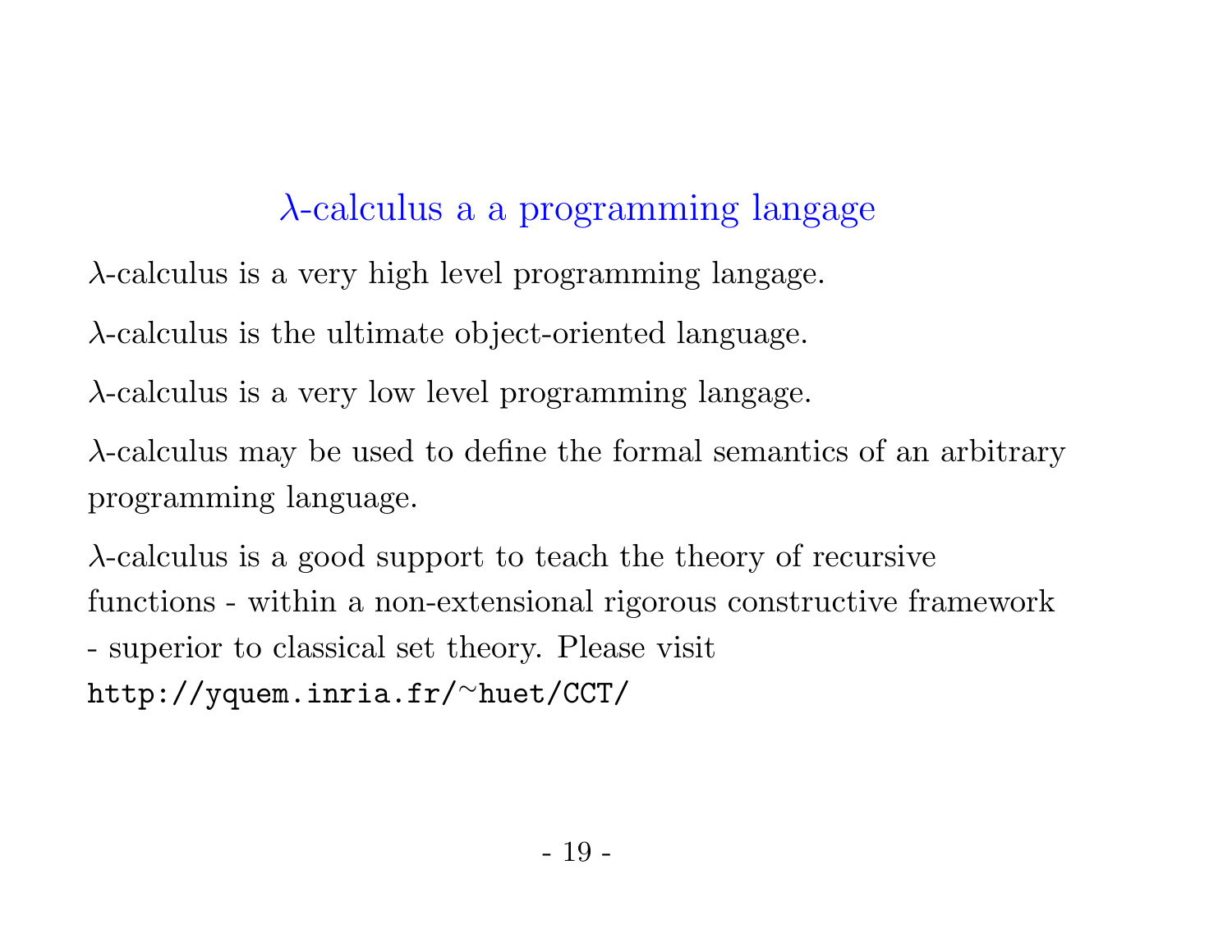## $\lambda$-calculus a a programming langage

$\lambda$-calculus is a very high level programming langage.

$\lambda$-calculus is the ultimate object-oriented language.

$\lambda$-calculus is a very low level programming langage.

$\lambda$-calculus may be used to define the formal semantics of an arbitrary programming language.

$\lambda$-calculus is a good support to teach the theory of recursive functions - within a non-extensional rigorous constructive framework - superior to classical set theory. Please visit `http://yquem.inria.fr/~huet/CCT/`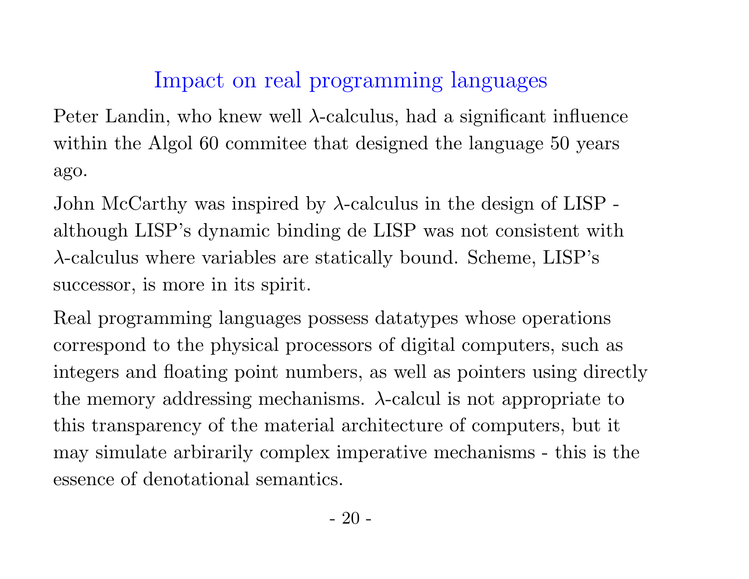# Impact on real programming languages

Peter Landin, who knew well $\lambda$-calculus, had a significant influence within the Algol 60 commitee that designed the language 50 years ago.

John McCarthy was inspired by $\lambda$-calculus in the design of LISP - although LISP's dynamic binding de LISP was not consistent with $\lambda$-calculus where variables are statically bound. Scheme, LISP's successor, is more in its spirit.

Real programming languages possess datatypes whose operations correspond to the physical processors of digital computers, such as integers and floating point numbers, as well as pointers using directly the memory addressing mechanisms. $\lambda$-calcul is not appropriate to this transparency of the material architecture of computers, but it may simulate arbirarily complex imperative mechanisms - this is the essence of denotational semantics.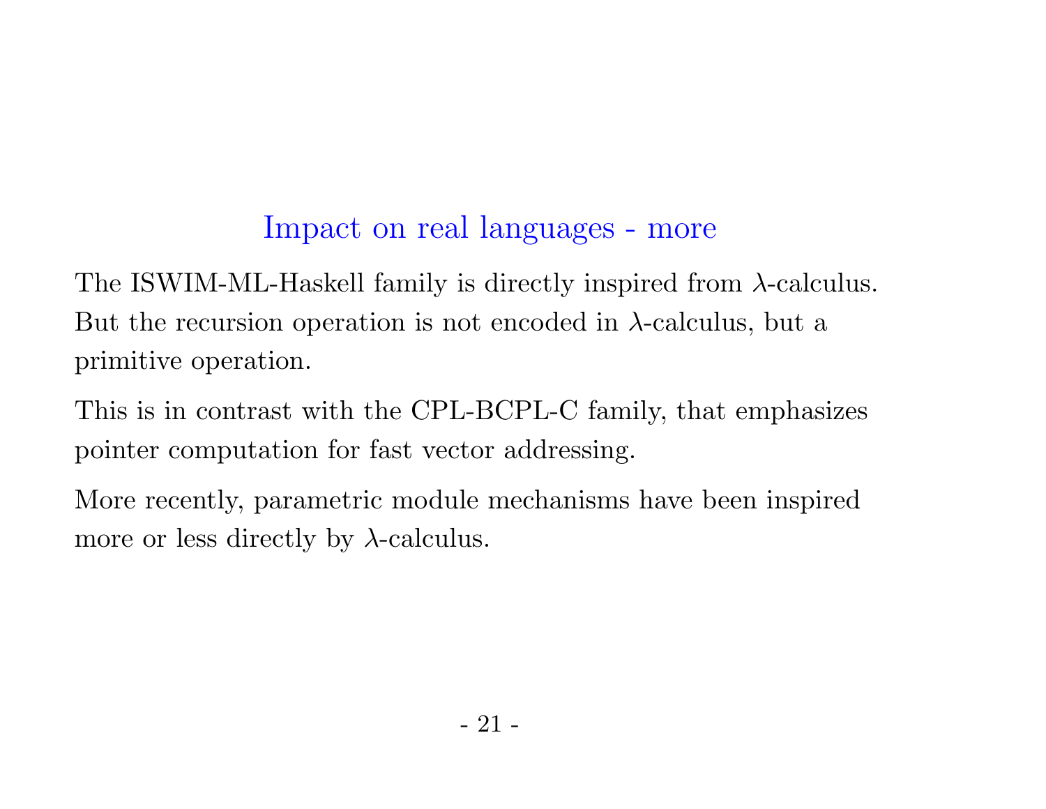## Impact on real languages - more

The ISWIM-ML-Haskell family is directly inspired from $\lambda$-calculus. But the recursion operation is not encoded in $\lambda$-calculus, but a primitive operation.

This is in contrast with the CPL-BCPL-C family, that emphasizes pointer computation for fast vector addressing.

More recently, parametric module mechanisms have been inspired more or less directly by $\lambda$-calculus.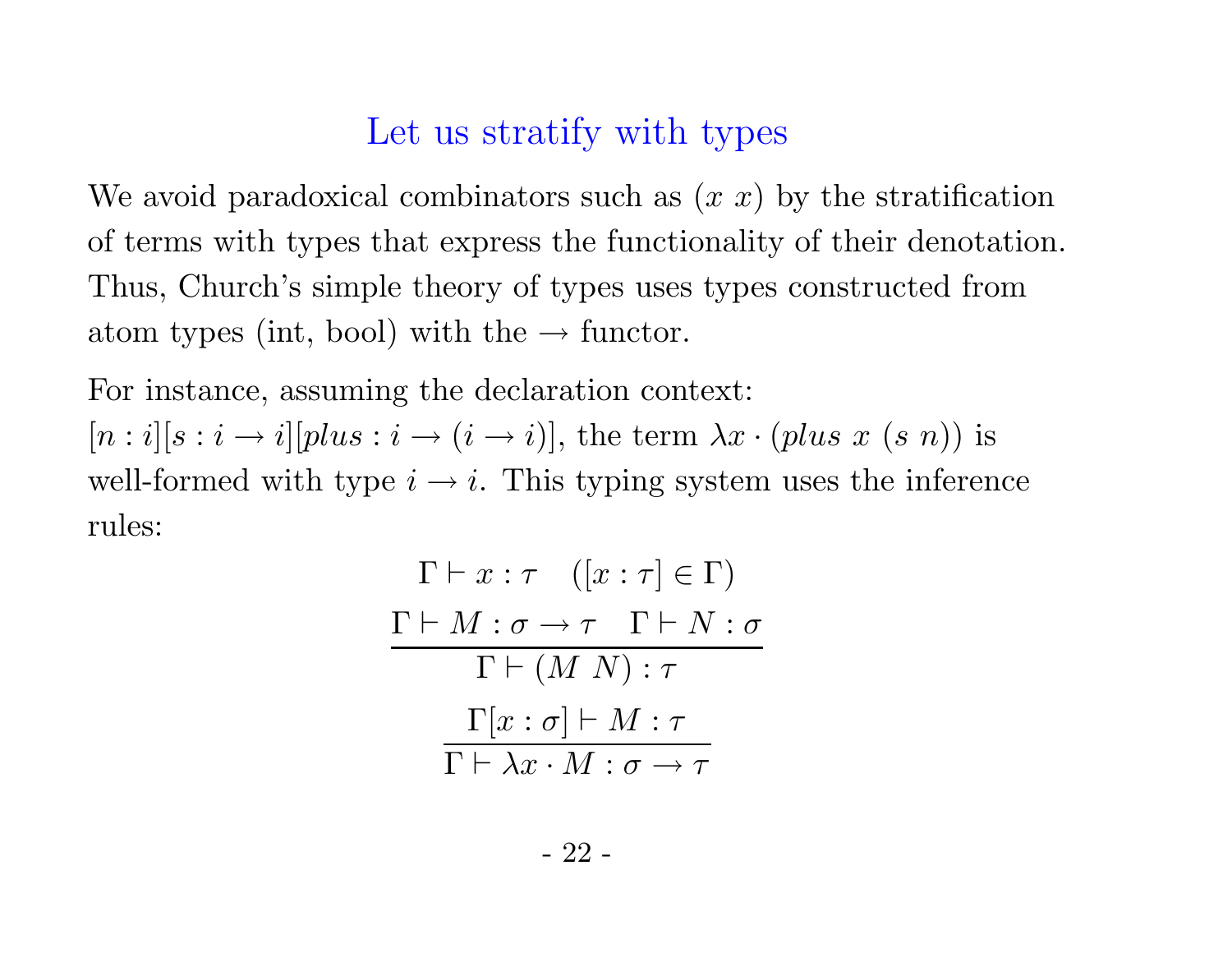## Let us stratify with types

We avoid paradoxical combinators such as $(x\ x)$ by the stratification of terms with types that express the functionality of their denotation. Thus, Church's simple theory of types uses types constructed from atom types (int, bool) with the $\rightarrow$ functor.

For instance, assuming the declaration context: $[n : i][s : i \rightarrow i][plus : i \rightarrow (i \rightarrow i)]$, the term $\lambda x \cdot (plus\ x\ (s\ n))$ is well-formed with type $i \rightarrow i$. This typing system uses the inference rules:

$$\Gamma \vdash x : \tau \quad ([x : \tau] \in \Gamma)$$

$$\frac{\Gamma \vdash M : \sigma \rightarrow \tau \quad \Gamma \vdash N : \sigma}{\Gamma \vdash (M\ N) : \tau}$$

$$\frac{\Gamma[x : \sigma] \vdash M : \tau}{\Gamma \vdash \lambda x \cdot M : \sigma \rightarrow \tau}$$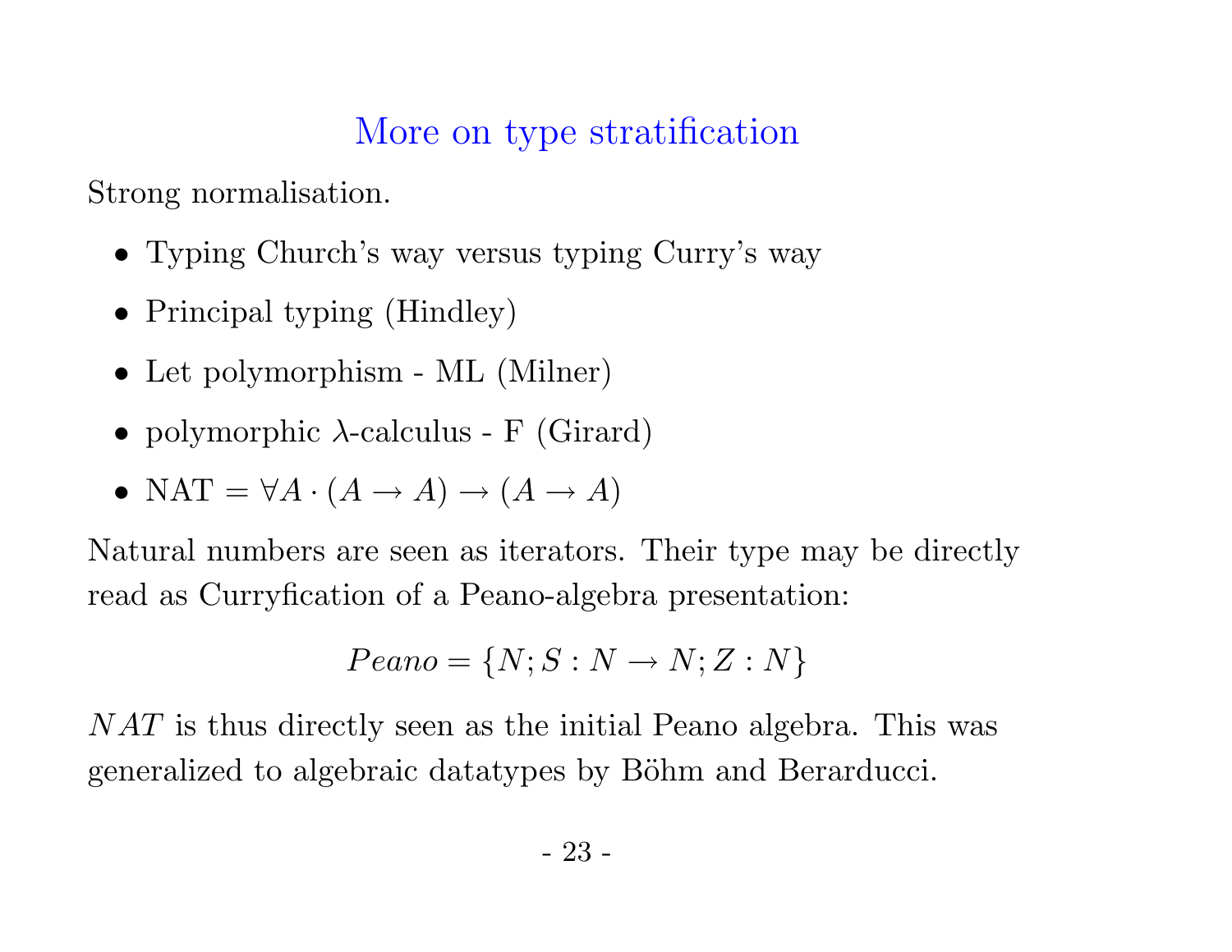# More on type stratification

Strong normalisation.

- Typing Church's way versus typing Curry's way
- Principal typing (Hindley)
- Let polymorphism - ML (Milner)
- polymorphic $\lambda$-calculus - F (Girard)
- NAT $= \forall A \cdot (A \to A) \to (A \to A)$

Natural numbers are seen as iterators. Their type may be directly read as Curryfication of a Peano-algebra presentation:

$$Peano = \{N; S : N \to N; Z : N\}$$

$NAT$ is thus directly seen as the initial Peano algebra. This was generalized to algebraic datatypes by Böhm and Berarducci.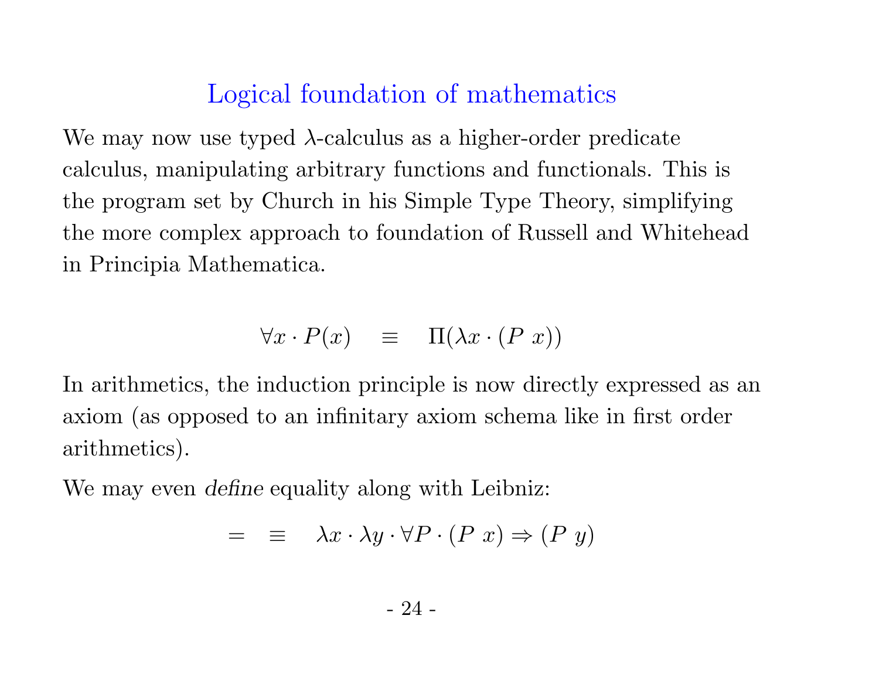# Logical foundation of mathematics

We may now use typed $\lambda$-calculus as a higher-order predicate calculus, manipulating arbitrary functions and functionals. This is the program set by Church in his Simple Type Theory, simplifying the more complex approach to foundation of Russell and Whitehead in Principia Mathematica.

$$\forall x \cdot P(x) \quad \equiv \quad \Pi(\lambda x \cdot (P\ x))$$

In arithmetics, the induction principle is now directly expressed as an axiom (as opposed to an infinitary axiom schema like in first order arithmetics).

We may even *define* equality along with Leibniz:

$$= \quad \equiv \quad \lambda x \cdot \lambda y \cdot \forall P \cdot (P\ x) \Rightarrow (P\ y)$$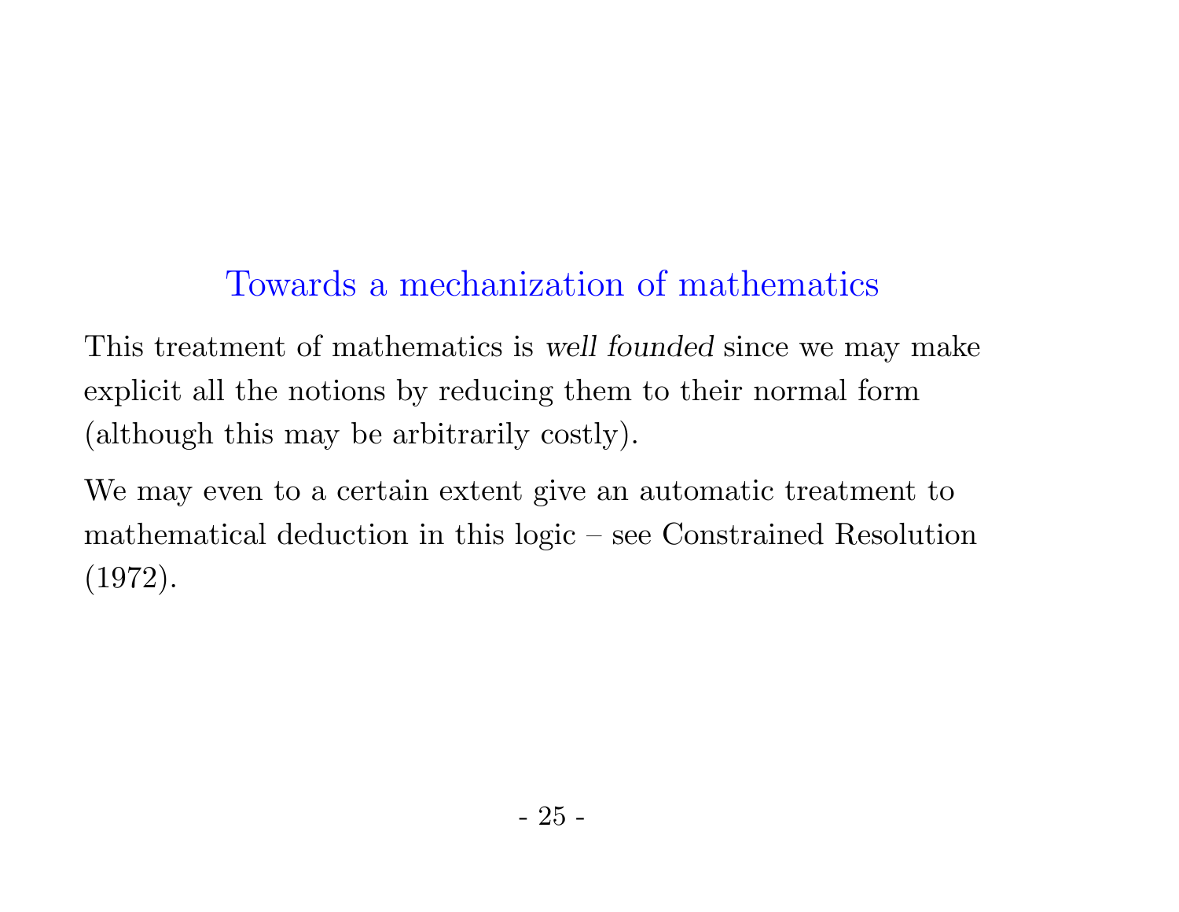## Towards a mechanization of mathematics

This treatment of mathematics is *well founded* since we may make explicit all the notions by reducing them to their normal form (although this may be arbitrarily costly).

We may even to a certain extent give an automatic treatment to mathematical deduction in this logic – see Constrained Resolution (1972).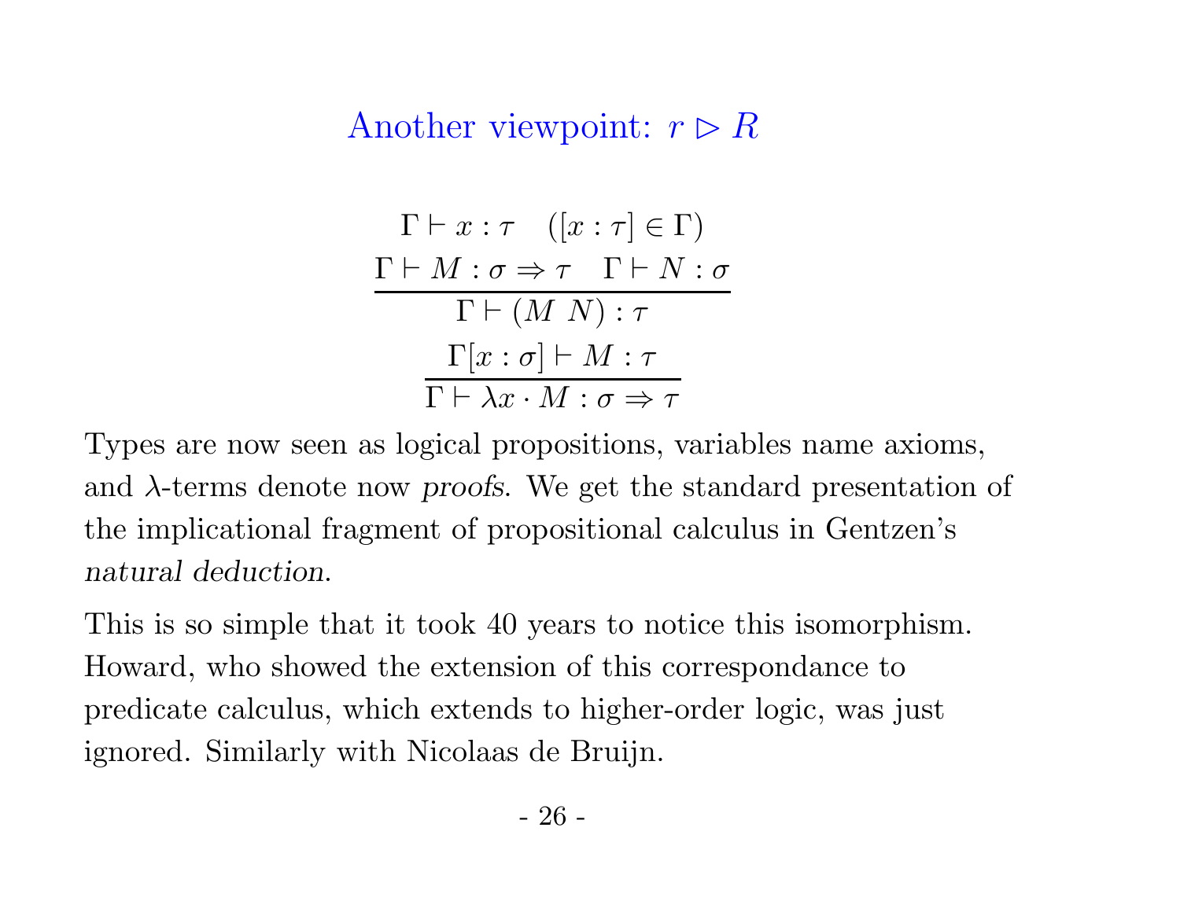## Another viewpoint: $r \triangleright R$

$$\Gamma \vdash x : \tau \quad ([x : \tau] \in \Gamma)$$

$$\frac{\Gamma \vdash M : \sigma \Rightarrow \tau \quad \Gamma \vdash N : \sigma}{\Gamma \vdash (M\ N) : \tau}$$

$$\frac{\Gamma[x : \sigma] \vdash M : \tau}{\Gamma \vdash \lambda x \cdot M : \sigma \Rightarrow \tau}$$

Types are now seen as logical propositions, variables name axioms, and $\lambda$-terms denote now *proofs*. We get the standard presentation of the implicational fragment of propositional calculus in Gentzen's *natural deduction*.

This is so simple that it took 40 years to notice this isomorphism. Howard, who showed the extension of this correspondance to predicate calculus, which extends to higher-order logic, was just ignored. Similarly with Nicolaas de Bruijn.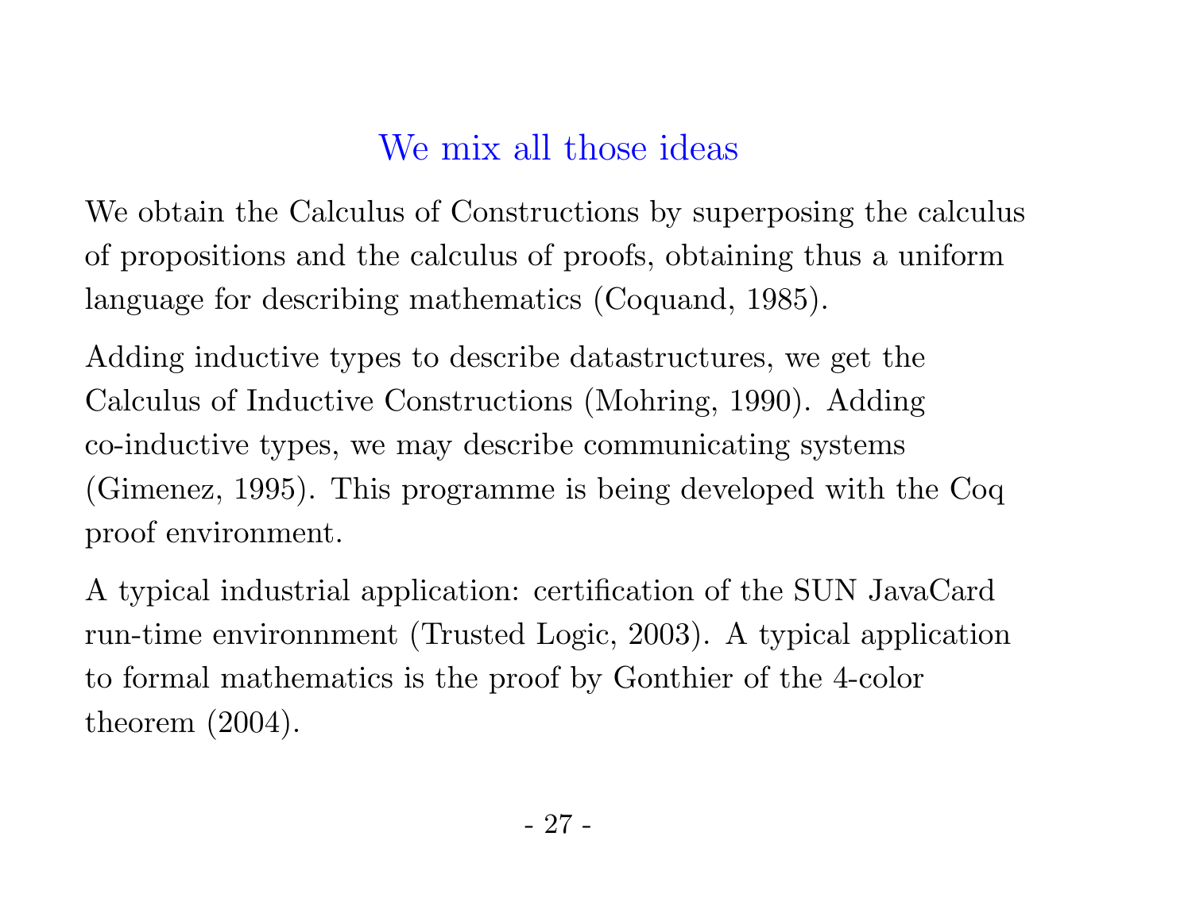## We mix all those ideas

We obtain the Calculus of Constructions by superposing the calculus of propositions and the calculus of proofs, obtaining thus a uniform language for describing mathematics (Coquand, 1985).

Adding inductive types to describe datastructures, we get the Calculus of Inductive Constructions (Mohring, 1990). Adding co-inductive types, we may describe communicating systems (Gimenez, 1995). This programme is being developed with the Coq proof environment.

A typical industrial application: certification of the SUN JavaCard run-time environnment (Trusted Logic, 2003). A typical application to formal mathematics is the proof by Gonthier of the 4-color theorem (2004).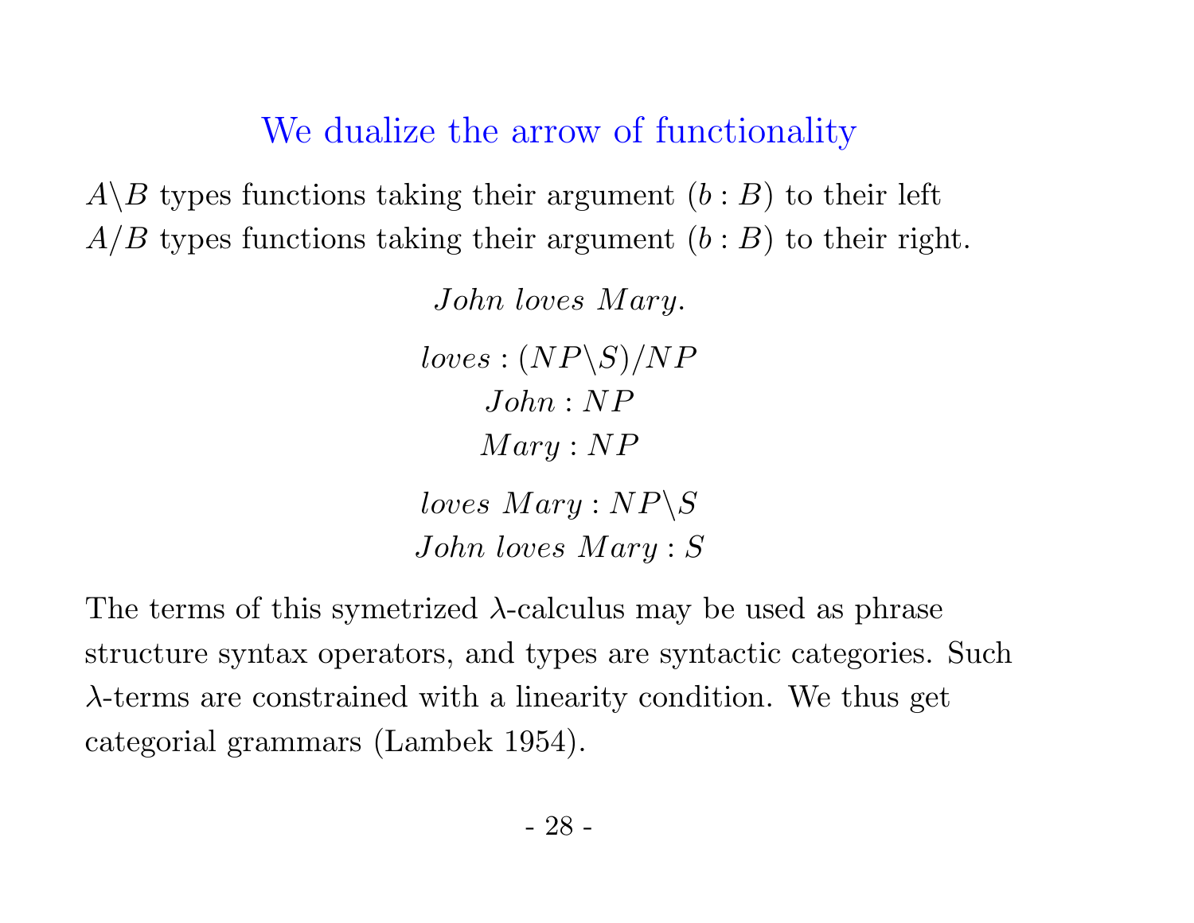## We dualize the arrow of functionality

$A\backslash B$ types functions taking their argument $(b : B)$ to their left
$A/B$ types functions taking their argument $(b : B)$ to their right.

$$John\ loves\ Mary.$$

$$loves : (NP\backslash S)/NP$$
$$John : NP$$
$$Mary : NP$$

$$loves\ Mary : NP\backslash S$$
$$John\ loves\ Mary : S$$

The terms of this symetrized $\lambda$-calculus may be used as phrase structure syntax operators, and types are syntactic categories. Such $\lambda$-terms are constrained with a linearity condition. We thus get categorial grammars (Lambek 1954).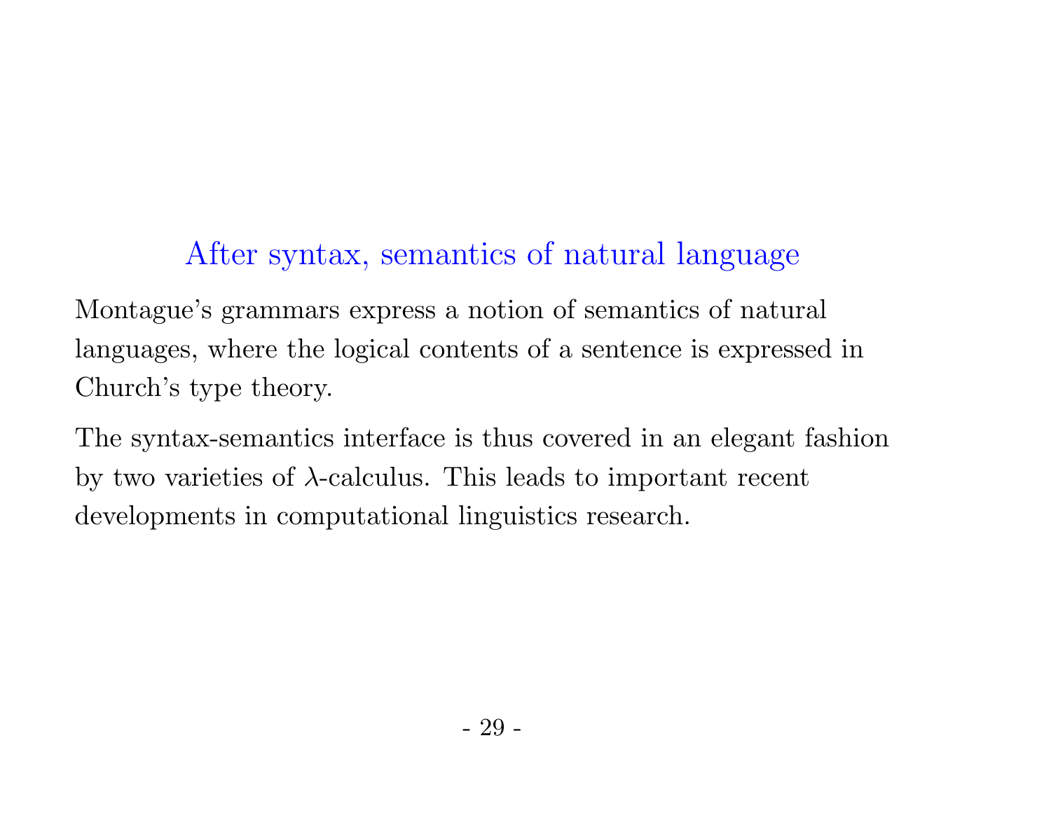## After syntax, semantics of natural language

Montague's grammars express a notion of semantics of natural languages, where the logical contents of a sentence is expressed in Church's type theory.

The syntax-semantics interface is thus covered in an elegant fashion by two varieties of $\lambda$-calculus. This leads to important recent developments in computational linguistics research.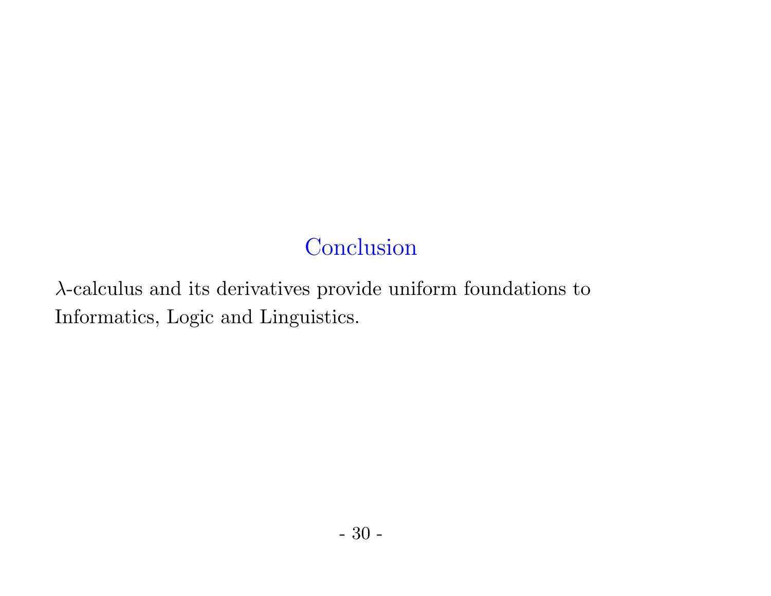## Conclusion

$\lambda$-calculus and its derivatives provide uniform foundations to Informatics, Logic and Linguistics.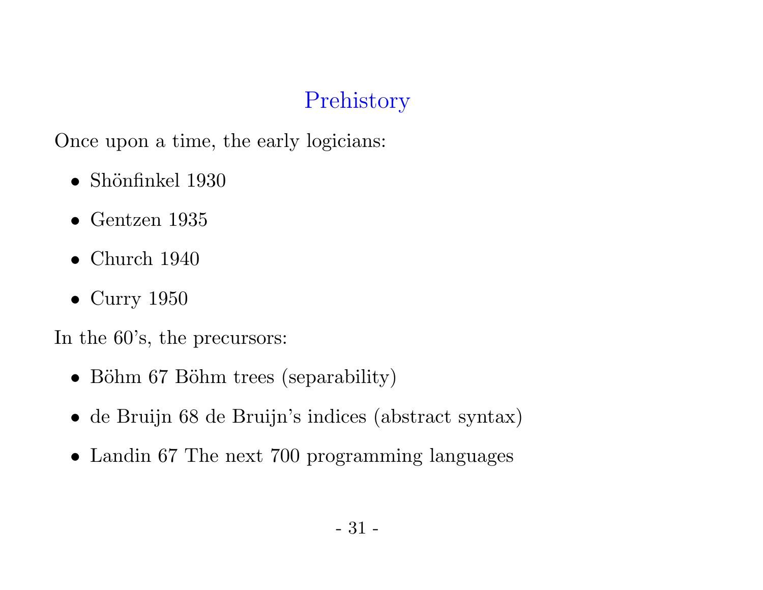# Prehistory

Once upon a time, the early logicians:

- Shönfinkel 1930
- Gentzen 1935
- Church 1940
- Curry 1950

In the 60's, the precursors:

- Böhm 67 Böhm trees (separability)
- de Bruijn 68 de Bruijn's indices (abstract syntax)
- Landin 67 The next 700 programming languages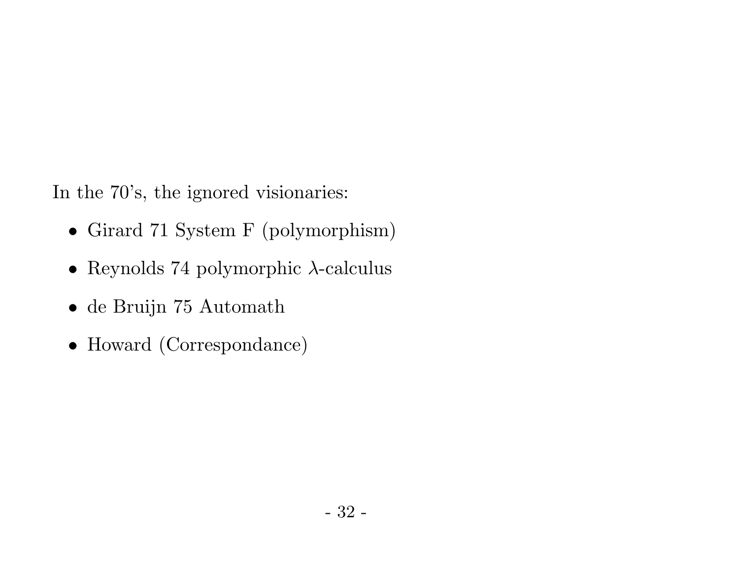In the 70's, the ignored visionaries:

- Girard 71 System F (polymorphism)
- Reynolds 74 polymorphic $\lambda$-calculus
- de Bruijn 75 Automath
- Howard (Correspondance)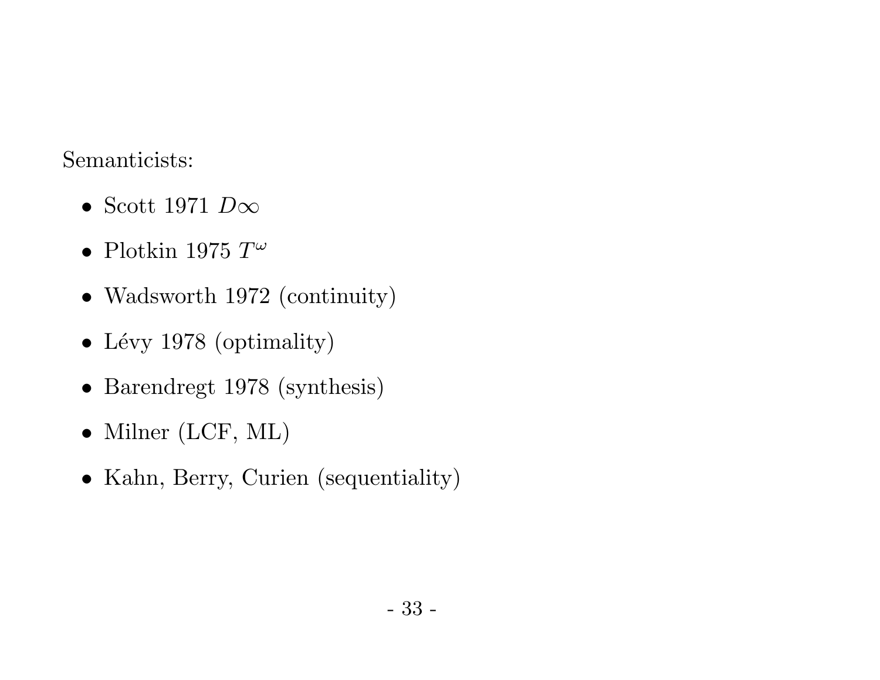Semanticists:

- Scott 1971 $D\infty$
- Plotkin 1975 $T^\omega$
- Wadsworth 1972 (continuity)
- Lévy 1978 (optimality)
- Barendregt 1978 (synthesis)
- Milner (LCF, ML)
- Kahn, Berry, Curien (sequentiality)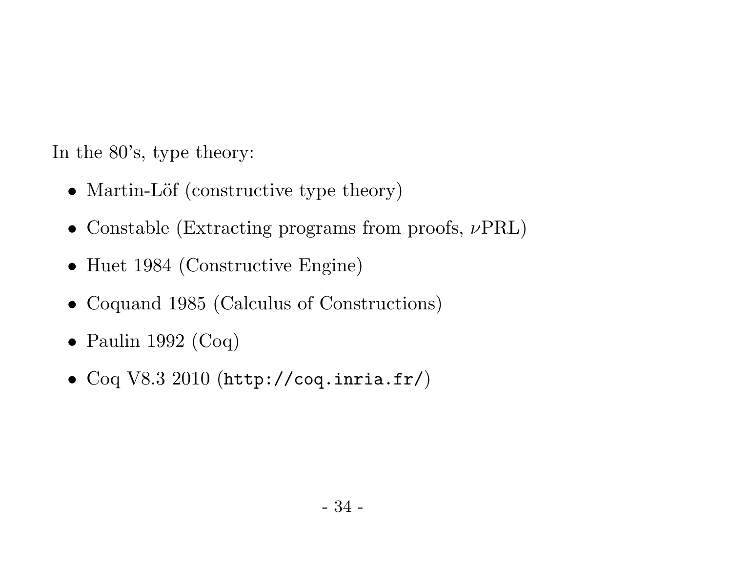In the 80's, type theory:

- Martin-Löf (constructive type theory)
- Constable (Extracting programs from proofs, $\nu$PRL)
- Huet 1984 (Constructive Engine)
- Coquand 1985 (Calculus of Constructions)
- Paulin 1992 (Coq)
- Coq V8.3 2010 (`http://coq.inria.fr/`)